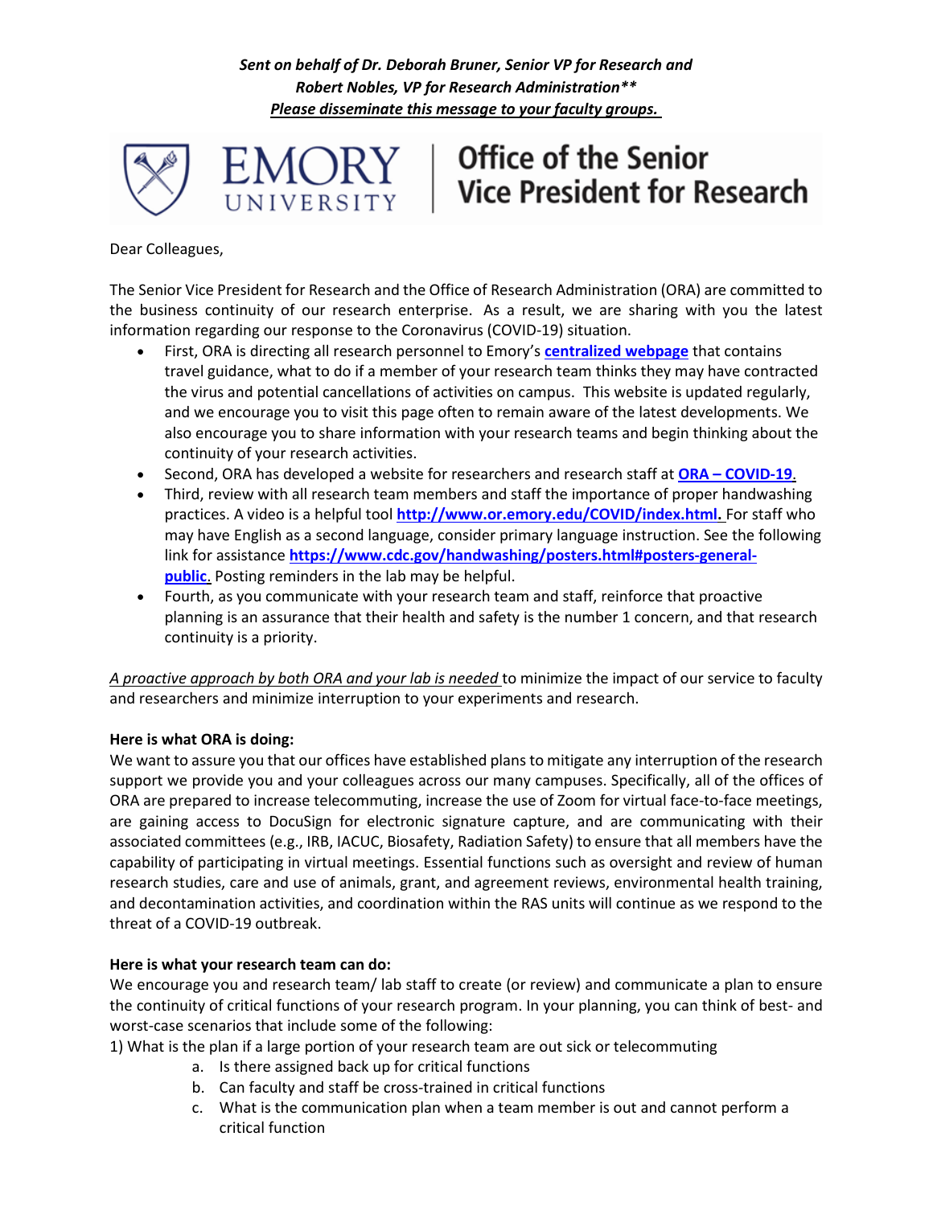***Sent on behalf of Dr. Deborah Bruner, Senior VP for Research and Robert Nobles, VP for Research Administration\*\****
***<u>Please disseminate this message to your faculty groups.</u>***

EMORY UNIVERSITY | Office of the Senior Vice President for Research

Dear Colleagues,

The Senior Vice President for Research and the Office of Research Administration (ORA) are committed to the business continuity of our research enterprise. As a result, we are sharing with you the latest information regarding our response to the Coronavirus (COVID-19) situation.

- First, ORA is directing all research personnel to Emory's **centralized webpage** that contains travel guidance, what to do if a member of your research team thinks they may have contracted the virus and potential cancellations of activities on campus. This website is updated regularly, and we encourage you to visit this page often to remain aware of the latest developments. We also encourage you to share information with your research teams and begin thinking about the continuity of your research activities.
- Second, ORA has developed a website for researchers and research staff at **ORA – COVID-19**.
- Third, review with all research team members and staff the importance of proper handwashing practices. A video is a helpful tool **http://www.or.emory.edu/COVID/index.html.** For staff who may have English as a second language, consider primary language instruction. See the following link for assistance **https://www.cdc.gov/handwashing/posters.html#posters-general-public**. Posting reminders in the lab may be helpful.
- Fourth, as you communicate with your research team and staff, reinforce that proactive planning is an assurance that their health and safety is the number 1 concern, and that research continuity is a priority.

*<u>A proactive approach by both ORA and your lab is needed</u>* to minimize the impact of our service to faculty and researchers and minimize interruption to your experiments and research.

**Here is what ORA is doing:**

We want to assure you that our offices have established plans to mitigate any interruption of the research support we provide you and your colleagues across our many campuses. Specifically, all of the offices of ORA are prepared to increase telecommuting, increase the use of Zoom for virtual face-to-face meetings, are gaining access to DocuSign for electronic signature capture, and are communicating with their associated committees (e.g., IRB, IACUC, Biosafety, Radiation Safety) to ensure that all members have the capability of participating in virtual meetings. Essential functions such as oversight and review of human research studies, care and use of animals, grant, and agreement reviews, environmental health training, and decontamination activities, and coordination within the RAS units will continue as we respond to the threat of a COVID-19 outbreak.

**Here is what your research team can do:**

We encourage you and research team/ lab staff to create (or review) and communicate a plan to ensure the continuity of critical functions of your research program. In your planning, you can think of best- and worst-case scenarios that include some of the following:

1) What is the plan if a large portion of your research team are out sick or telecommuting
   a. Is there assigned back up for critical functions
   b. Can faculty and staff be cross-trained in critical functions
   c. What is the communication plan when a team member is out and cannot perform a critical function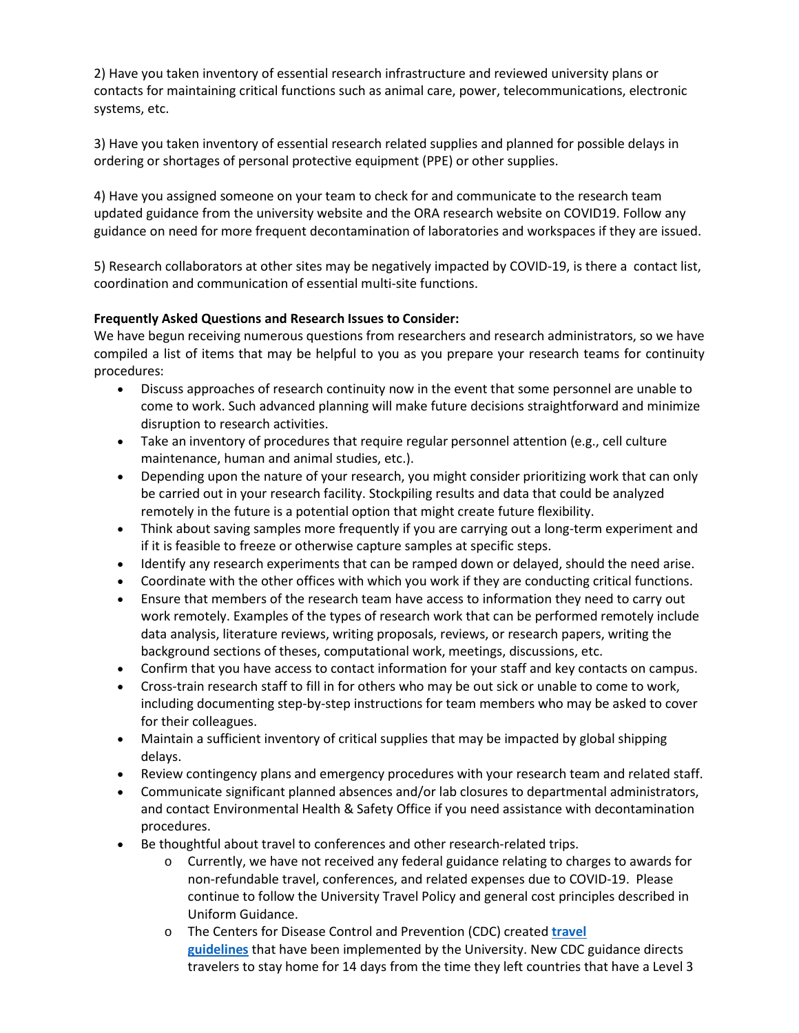2) Have you taken inventory of essential research infrastructure and reviewed university plans or contacts for maintaining critical functions such as animal care, power, telecommunications, electronic systems, etc.

3) Have you taken inventory of essential research related supplies and planned for possible delays in ordering or shortages of personal protective equipment (PPE) or other supplies.

4) Have you assigned someone on your team to check for and communicate to the research team updated guidance from the university website and the ORA research website on COVID19. Follow any guidance on need for more frequent decontamination of laboratories and workspaces if they are issued.

5) Research collaborators at other sites may be negatively impacted by COVID-19, is there a contact list, coordination and communication of essential multi-site functions.

**Frequently Asked Questions and Research Issues to Consider:**

We have begun receiving numerous questions from researchers and research administrators, so we have compiled a list of items that may be helpful to you as you prepare your research teams for continuity procedures:

- Discuss approaches of research continuity now in the event that some personnel are unable to come to work. Such advanced planning will make future decisions straightforward and minimize disruption to research activities.
- Take an inventory of procedures that require regular personnel attention (e.g., cell culture maintenance, human and animal studies, etc.).
- Depending upon the nature of your research, you might consider prioritizing work that can only be carried out in your research facility. Stockpiling results and data that could be analyzed remotely in the future is a potential option that might create future flexibility.
- Think about saving samples more frequently if you are carrying out a long-term experiment and if it is feasible to freeze or otherwise capture samples at specific steps.
- Identify any research experiments that can be ramped down or delayed, should the need arise.
- Coordinate with the other offices with which you work if they are conducting critical functions.
- Ensure that members of the research team have access to information they need to carry out work remotely. Examples of the types of research work that can be performed remotely include data analysis, literature reviews, writing proposals, reviews, or research papers, writing the background sections of theses, computational work, meetings, discussions, etc.
- Confirm that you have access to contact information for your staff and key contacts on campus.
- Cross-train research staff to fill in for others who may be out sick or unable to come to work, including documenting step-by-step instructions for team members who may be asked to cover for their colleagues.
- Maintain a sufficient inventory of critical supplies that may be impacted by global shipping delays.
- Review contingency plans and emergency procedures with your research team and related staff.
- Communicate significant planned absences and/or lab closures to departmental administrators, and contact Environmental Health & Safety Office if you need assistance with decontamination procedures.
- Be thoughtful about travel to conferences and other research-related trips.
    - Currently, we have not received any federal guidance relating to charges to awards for non-refundable travel, conferences, and related expenses due to COVID-19. Please continue to follow the University Travel Policy and general cost principles described in Uniform Guidance.
    - The Centers for Disease Control and Prevention (CDC) created **travel guidelines** that have been implemented by the University. New CDC guidance directs travelers to stay home for 14 days from the time they left countries that have a Level 3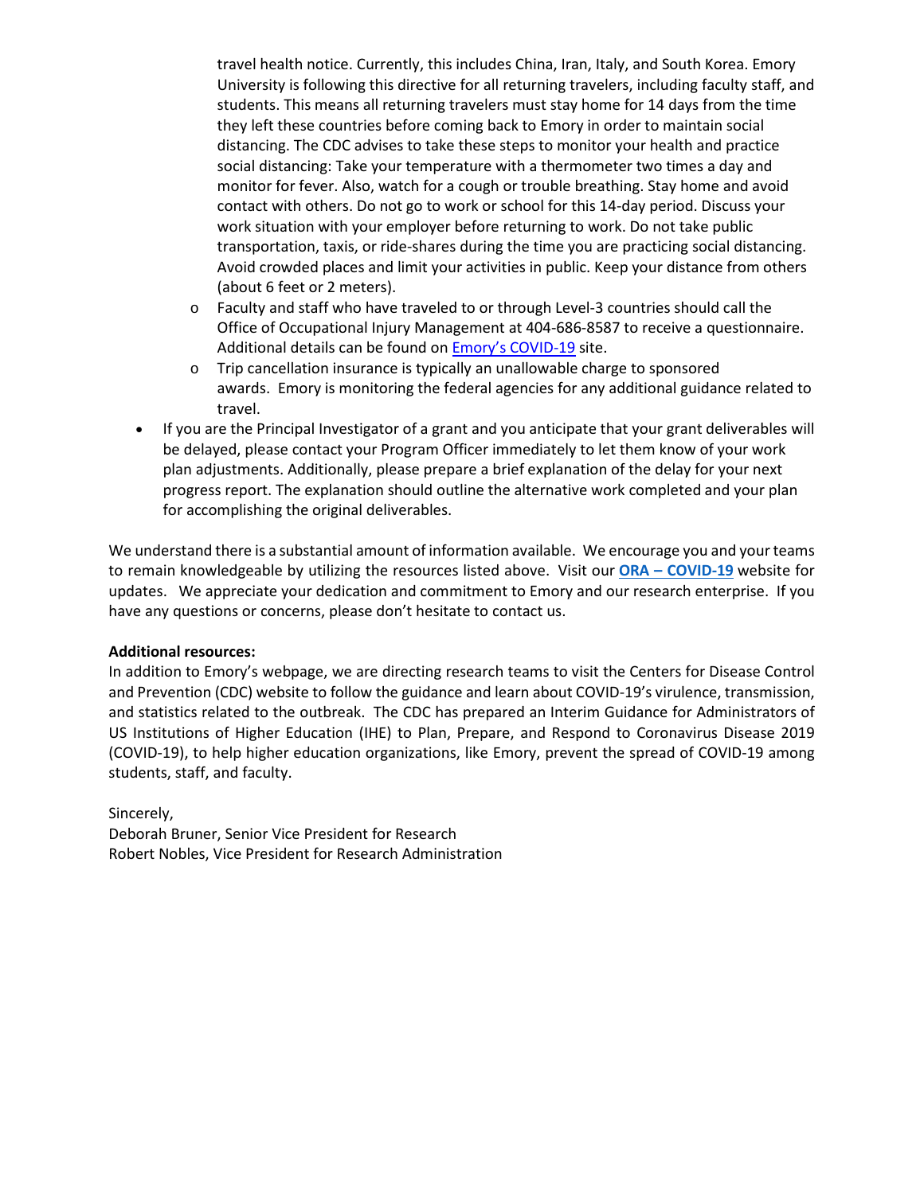travel health notice. Currently, this includes China, Iran, Italy, and South Korea. Emory University is following this directive for all returning travelers, including faculty staff, and students. This means all returning travelers must stay home for 14 days from the time they left these countries before coming back to Emory in order to maintain social distancing. The CDC advises to take these steps to monitor your health and practice social distancing: Take your temperature with a thermometer two times a day and monitor for fever. Also, watch for a cough or trouble breathing. Stay home and avoid contact with others. Do not go to work or school for this 14-day period. Discuss your work situation with your employer before returning to work. Do not take public transportation, taxis, or ride-shares during the time you are practicing social distancing. Avoid crowded places and limit your activities in public. Keep your distance from others (about 6 feet or 2 meters).

  - Faculty and staff who have traveled to or through Level-3 countries should call the Office of Occupational Injury Management at 404-686-8587 to receive a questionnaire. Additional details can be found on [Emory's COVID-19](#) site.
  - Trip cancellation insurance is typically an unallowable charge to sponsored awards. Emory is monitoring the federal agencies for any additional guidance related to travel.

- If you are the Principal Investigator of a grant and you anticipate that your grant deliverables will be delayed, please contact your Program Officer immediately to let them know of your work plan adjustments. Additionally, please prepare a brief explanation of the delay for your next progress report. The explanation should outline the alternative work completed and your plan for accomplishing the original deliverables.

We understand there is a substantial amount of information available. We encourage you and your teams to remain knowledgeable by utilizing the resources listed above. Visit our **[ORA – COVID-19](#)** website for updates. We appreciate your dedication and commitment to Emory and our research enterprise. If you have any questions or concerns, please don't hesitate to contact us.

**Additional resources:**
In addition to Emory's webpage, we are directing research teams to visit the Centers for Disease Control and Prevention (CDC) website to follow the guidance and learn about COVID-19's virulence, transmission, and statistics related to the outbreak. The CDC has prepared an Interim Guidance for Administrators of US Institutions of Higher Education (IHE) to Plan, Prepare, and Respond to Coronavirus Disease 2019 (COVID-19), to help higher education organizations, like Emory, prevent the spread of COVID-19 among students, staff, and faculty.

Sincerely,
Deborah Bruner, Senior Vice President for Research
Robert Nobles, Vice President for Research Administration